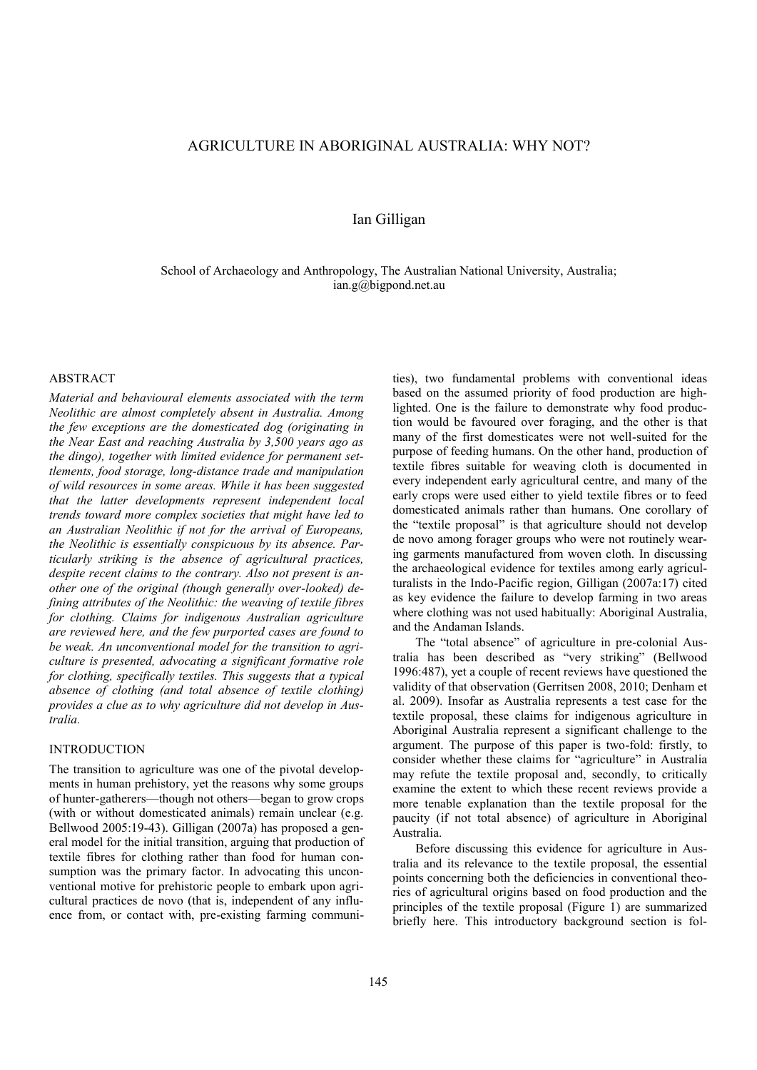# AGRICULTURE IN ABORIGINAL AUSTRALIA: WHY NOT?

Ian Gilligan

School of Archaeology and Anthropology, The Australian National University, Australia; ian.g@bigpond.net.au

## ABSTRACT

*Material and behavioural elements associated with the term Neolithic are almost completely absent in Australia. Among the few exceptions are the domesticated dog (originating in the Near East and reaching Australia by 3,500 years ago as the dingo), together with limited evidence for permanent settlements, food storage, long-distance trade and manipulation of wild resources in some areas. While it has been suggested that the latter developments represent independent local trends toward more complex societies that might have led to an Australian Neolithic if not for the arrival of Europeans, the Neolithic is essentially conspicuous by its absence. Particularly striking is the absence of agricultural practices, despite recent claims to the contrary. Also not present is another one of the original (though generally over-looked) defining attributes of the Neolithic: the weaving of textile fibres for clothing. Claims for indigenous Australian agriculture are reviewed here, and the few purported cases are found to be weak. An unconventional model for the transition to agriculture is presented, advocating a significant formative role for clothing, specifically textiles. This suggests that a typical absence of clothing (and total absence of textile clothing) provides a clue as to why agriculture did not develop in Australia.*

## INTRODUCTION

The transition to agriculture was one of the pivotal developments in human prehistory, yet the reasons why some groups of hunter-gatherers—though not others—began to grow crops (with or without domesticated animals) remain unclear (e.g. Bellwood 2005:19-43). Gilligan (2007a) has proposed a general model for the initial transition, arguing that production of textile fibres for clothing rather than food for human consumption was the primary factor. In advocating this unconventional motive for prehistoric people to embark upon agricultural practices de novo (that is, independent of any influence from, or contact with, pre-existing farming communities), two fundamental problems with conventional ideas based on the assumed priority of food production are highlighted. One is the failure to demonstrate why food production would be favoured over foraging, and the other is that many of the first domesticates were not well-suited for the purpose of feeding humans. On the other hand, production of textile fibres suitable for weaving cloth is documented in every independent early agricultural centre, and many of the early crops were used either to yield textile fibres or to feed domesticated animals rather than humans. One corollary of the "textile proposal" is that agriculture should not develop de novo among forager groups who were not routinely wearing garments manufactured from woven cloth. In discussing the archaeological evidence for textiles among early agriculturalists in the Indo-Pacific region, Gilligan (2007a:17) cited as key evidence the failure to develop farming in two areas where clothing was not used habitually: Aboriginal Australia, and the Andaman Islands.

The "total absence" of agriculture in pre-colonial Australia has been described as "very striking" (Bellwood 1996:487), yet a couple of recent reviews have questioned the validity of that observation (Gerritsen 2008, 2010; Denham et al. 2009). Insofar as Australia represents a test case for the textile proposal, these claims for indigenous agriculture in Aboriginal Australia represent a significant challenge to the argument. The purpose of this paper is two-fold: firstly, to consider whether these claims for "agriculture" in Australia may refute the textile proposal and, secondly, to critically examine the extent to which these recent reviews provide a more tenable explanation than the textile proposal for the paucity (if not total absence) of agriculture in Aboriginal Australia.

Before discussing this evidence for agriculture in Australia and its relevance to the textile proposal, the essential points concerning both the deficiencies in conventional theories of agricultural origins based on food production and the principles of the textile proposal (Figure 1) are summarized briefly here. This introductory background section is fol-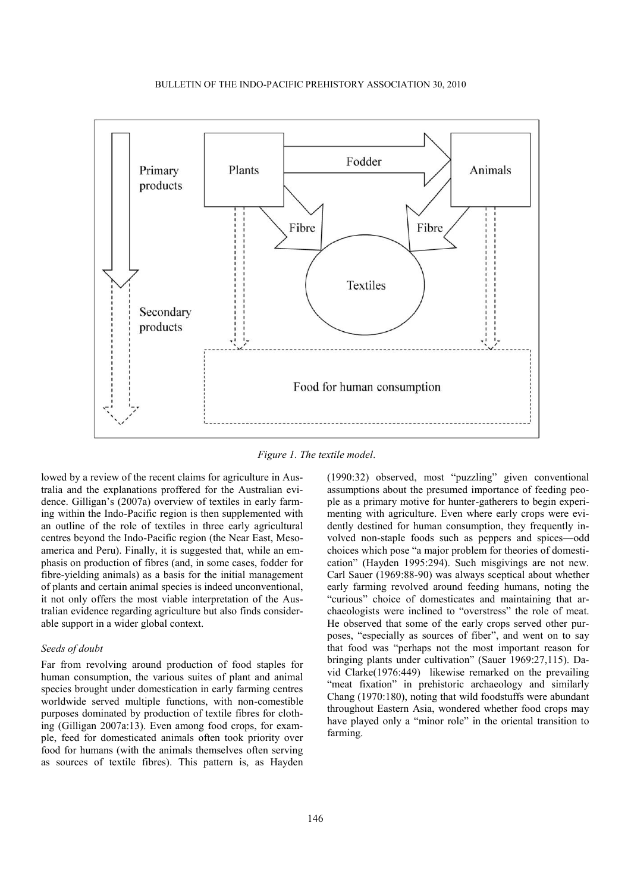*Figure 1. The textile model.*

lowed by a review of the recent claims for agriculture in Australia and the explanations proffered for the Australian evidence. Gilligan's (2007a) overview of textiles in early farming within the Indo-Pacific region is then supplemented with an outline of the role of textiles in three early agricultural centres beyond the Indo-Pacific region (the Near East, Mesoamerica and Peru). Finally, it is suggested that, while an emphasis on production of fibres (and, in some cases, fodder for fibre-yielding animals) as a basis for the initial management of plants and certain animal species is indeed unconventional, it not only offers the most viable interpretation of the Australian evidence regarding agriculture but also finds considerable support in a wider global context.

### *Seeds of doubt*

Far from revolving around production of food staples for human consumption, the various suites of plant and animal species brought under domestication in early farming centres worldwide served multiple functions, with non-comestible purposes dominated by production of textile fibres for clothing (Gilligan 2007a:13). Even among food crops, for example, feed for domesticated animals often took priority over food for humans (with the animals themselves often serving as sources of textile fibres). This pattern is, as Hayden (1990:32) observed, most "puzzling" given conventional assumptions about the presumed importance of feeding people as a primary motive for hunter-gatherers to begin experimenting with agriculture. Even where early crops were evidently destined for human consumption, they frequently involved non-staple foods such as peppers and spices—odd choices which pose "a major problem for theories of domestication" (Hayden 1995:294). Such misgivings are not new. Carl Sauer (1969:88-90) was always sceptical about whether early farming revolved around feeding humans, noting the "curious" choice of domesticates and maintaining that archaeologists were inclined to "overstress" the role of meat. He observed that some of the early crops served other purposes, "especially as sources of fiber", and went on to say that food was "perhaps not the most important reason for bringing plants under cultivation" (Sauer 1969:27,115). David Clarke(1976:449) likewise remarked on the prevailing "meat fixation" in prehistoric archaeology and similarly Chang (1970:180), noting that wild foodstuffs were abundant throughout Eastern Asia, wondered whether food crops may have played only a "minor role" in the oriental transition to farming.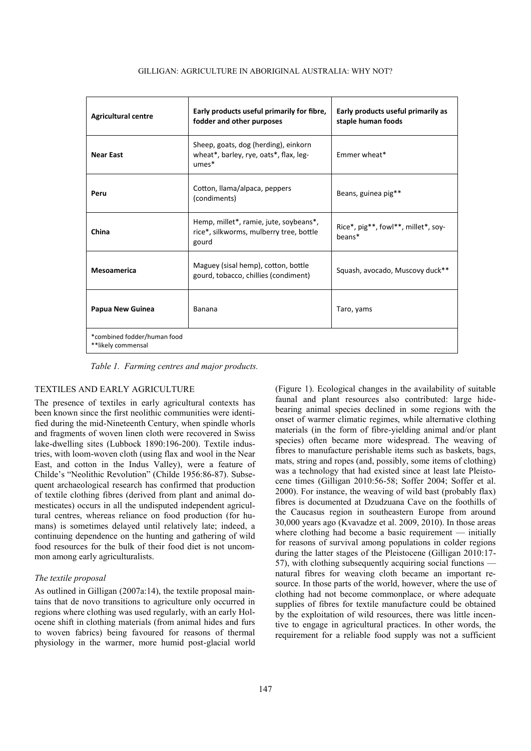| Agricultural centre | Early products useful primarily for fibre, fodder and other purposes | Early products useful primarily as staple human foods |
|---|---|---|
| **Near East** | Sheep, goats, dog (herding), einkorn wheat*, barley, rye, oats*, flax, legumes* | Emmer wheat* |
| **Peru** | Cotton, llama/alpaca, peppers (condiments) | Beans, guinea pig** |
| **China** | Hemp, millet*, ramie, jute, soybeans*, rice*, silkworms, mulberry tree, bottle gourd | Rice*, pig**, fowl**, millet*, soybeans* |
| **Mesoamerica** | Maguey (sisal hemp), cotton, bottle gourd, tobacco, chillies (condiment) | Squash, avocado, Muscovy duck** |
| **Papua New Guinea** | Banana | Taro, yams |
| *combined fodder/human food<br>**likely commensal | | |

*Table 1. Farming centres and major products.*

## TEXTILES AND EARLY AGRICULTURE

The presence of textiles in early agricultural contexts has been known since the first neolithic communities were identified during the mid-Nineteenth Century, when spindle whorls and fragments of woven linen cloth were recovered in Swiss lake-dwelling sites (Lubbock 1890:196-200). Textile industries, with loom-woven cloth (using flax and wool in the Near East, and cotton in the Indus Valley), were a feature of Childe's "Neolithic Revolution" (Childe 1956:86-87). Subsequent archaeological research has confirmed that production of textile clothing fibres (derived from plant and animal domesticates) occurs in all the undisputed independent agricultural centres, whereas reliance on food production (for humans) is sometimes delayed until relatively late; indeed, a continuing dependence on the hunting and gathering of wild food resources for the bulk of their food diet is not uncommon among early agriculturalists.

### *The textile proposal*

As outlined in Gilligan (2007a:14), the textile proposal maintains that de novo transitions to agriculture only occurred in regions where clothing was used regularly, with an early Holocene shift in clothing materials (from animal hides and furs to woven fabrics) being favoured for reasons of thermal physiology in the warmer, more humid post-glacial world (Figure 1). Ecological changes in the availability of suitable faunal and plant resources also contributed: large hide-bearing animal species declined in some regions with the onset of warmer climatic regimes, while alternative clothing materials (in the form of fibre-yielding animal and/or plant species) often became more widespread. The weaving of fibres to manufacture perishable items such as baskets, bags, mats, string and ropes (and, possibly, some items of clothing) was a technology that had existed since at least late Pleistocene times (Gilligan 2010:56-58; Soffer 2004; Soffer et al. 2000). For instance, the weaving of wild bast (probably flax) fibres is documented at Dzudzuana Cave on the foothills of the Caucasus region in southeastern Europe from around 30,000 years ago (Kvavadze et al. 2009, 2010). In those areas where clothing had become a basic requirement — initially for reasons of survival among populations in colder regions during the latter stages of the Pleistocene (Gilligan 2010:17-57), with clothing subsequently acquiring social functions — natural fibres for weaving cloth became an important resource. In those parts of the world, however, where the use of clothing had not become commonplace, or where adequate supplies of fibres for textile manufacture could be obtained by the exploitation of wild resources, there was little incentive to engage in agricultural practices. In other words, the requirement for a reliable food supply was not a sufficient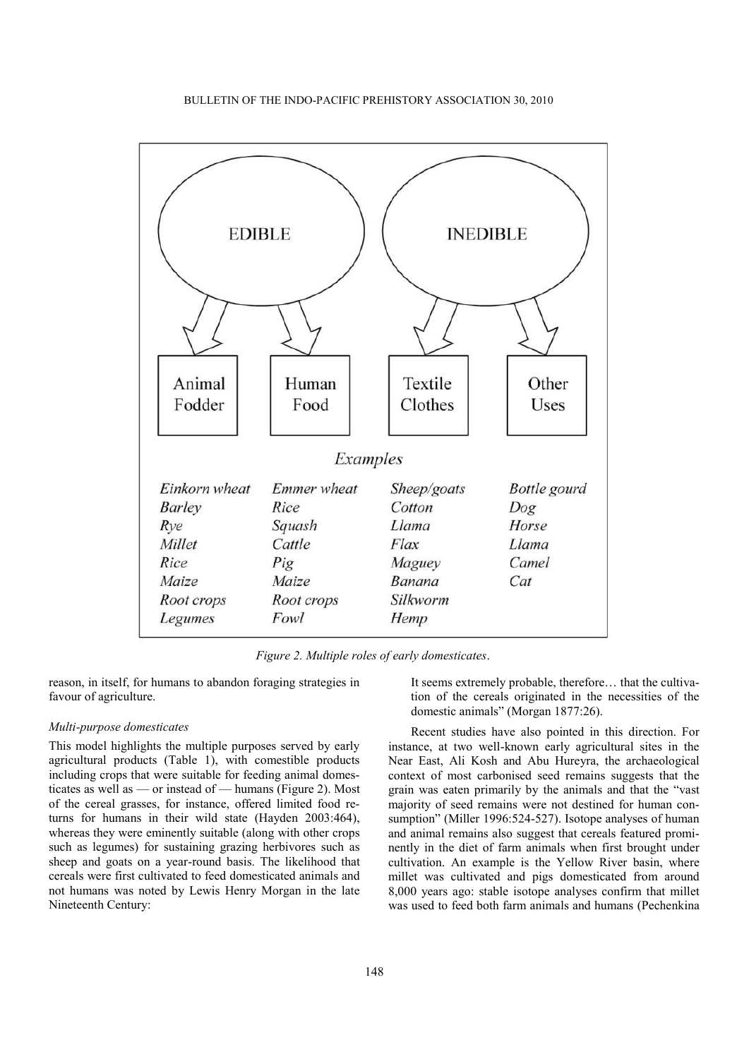| EDIBLE | | INEDIBLE | |
|---|---|---|---|
| Animal Fodder | Human Food | Textile Clothes | Other Uses |

*Examples*

| Animal Fodder | Human Food | Textile Clothes | Other Uses |
|---|---|---|---|
| *Einkorn wheat* | *Emmer wheat* | *Sheep/goats* | *Bottle gourd* |
| *Barley* | *Rice* | *Cotton* | *Dog* |
| *Rye* | *Squash* | *Llama* | *Horse* |
| *Millet* | *Cattle* | *Flax* | *Llama* |
| *Rice* | *Pig* | *Maguey* | *Camel* |
| *Maize* | *Maize* | *Banana* | *Cat* |
| *Root crops* | *Root crops* | *Silkworm* | |
| *Legumes* | *Fowl* | *Hemp* | |

*Figure 2. Multiple roles of early domesticates.*

reason, in itself, for humans to abandon foraging strategies in favour of agriculture.

### *Multi-purpose domesticates*

This model highlights the multiple purposes served by early agricultural products (Table 1), with comestible products including crops that were suitable for feeding animal domesticates as well as — or instead of — humans (Figure 2). Most of the cereal grasses, for instance, offered limited food returns for humans in their wild state (Hayden 2003:464), whereas they were eminently suitable (along with other crops such as legumes) for sustaining grazing herbivores such as sheep and goats on a year-round basis. The likelihood that cereals were first cultivated to feed domesticated animals and not humans was noted by Lewis Henry Morgan in the late Nineteenth Century:

> It seems extremely probable, therefore… that the cultivation of the cereals originated in the necessities of the domestic animals" (Morgan 1877:26).

Recent studies have also pointed in this direction. For instance, at two well-known early agricultural sites in the Near East, Ali Kosh and Abu Hureyra, the archaeological context of most carbonised seed remains suggests that the grain was eaten primarily by the animals and that the "vast majority of seed remains were not destined for human consumption" (Miller 1996:524-527). Isotope analyses of human and animal remains also suggest that cereals featured prominently in the diet of farm animals when first brought under cultivation. An example is the Yellow River basin, where millet was cultivated and pigs domesticated from around 8,000 years ago: stable isotope analyses confirm that millet was used to feed both farm animals and humans (Pechenkina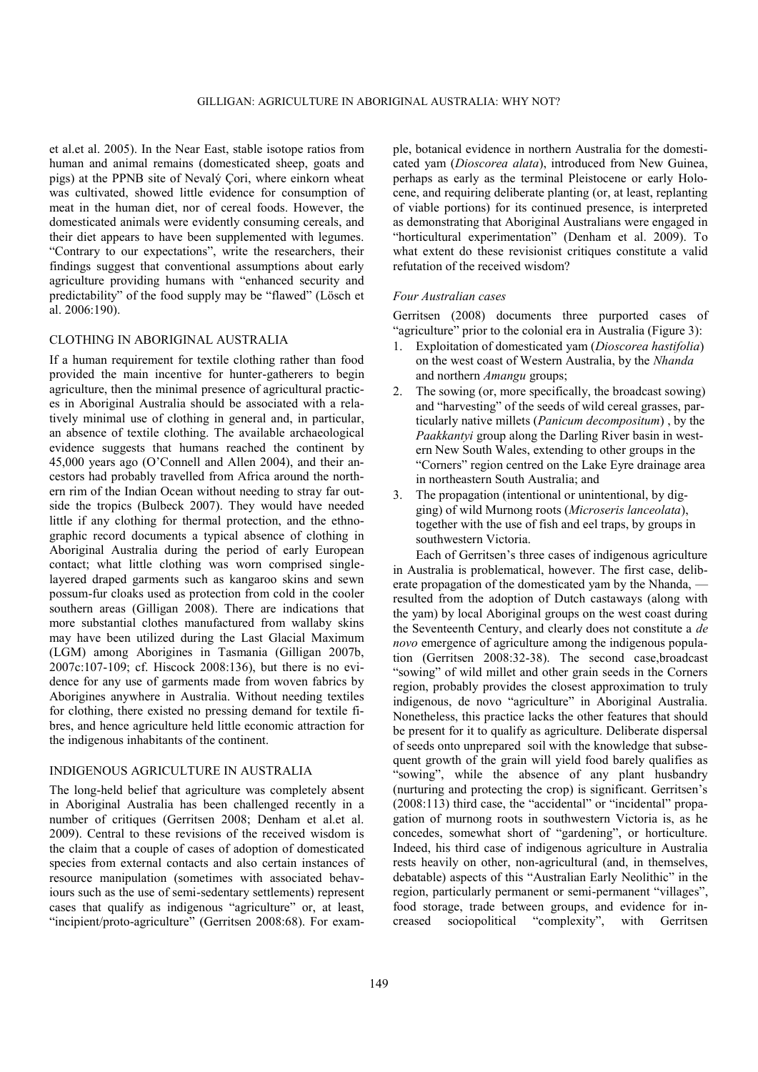et al.et al. 2005). In the Near East, stable isotope ratios from human and animal remains (domesticated sheep, goats and pigs) at the PPNB site of Nevalý Çori, where einkorn wheat was cultivated, showed little evidence for consumption of meat in the human diet, nor of cereal foods. However, the domesticated animals were evidently consuming cereals, and their diet appears to have been supplemented with legumes. "Contrary to our expectations", write the researchers, their findings suggest that conventional assumptions about early agriculture providing humans with "enhanced security and predictability" of the food supply may be "flawed" (Lösch et al. 2006:190).

## CLOTHING IN ABORIGINAL AUSTRALIA

If a human requirement for textile clothing rather than food provided the main incentive for hunter-gatherers to begin agriculture, then the minimal presence of agricultural practices in Aboriginal Australia should be associated with a relatively minimal use of clothing in general and, in particular, an absence of textile clothing. The available archaeological evidence suggests that humans reached the continent by 45,000 years ago (O'Connell and Allen 2004), and their ancestors had probably travelled from Africa around the northern rim of the Indian Ocean without needing to stray far outside the tropics (Bulbeck 2007). They would have needed little if any clothing for thermal protection, and the ethnographic record documents a typical absence of clothing in Aboriginal Australia during the period of early European contact; what little clothing was worn comprised single-layered draped garments such as kangaroo skins and sewn possum-fur cloaks used as protection from cold in the cooler southern areas (Gilligan 2008). There are indications that more substantial clothes manufactured from wallaby skins may have been utilized during the Last Glacial Maximum (LGM) among Aborigines in Tasmania (Gilligan 2007b, 2007c:107-109; cf. Hiscock 2008:136), but there is no evidence for any use of garments made from woven fabrics by Aborigines anywhere in Australia. Without needing textiles for clothing, there existed no pressing demand for textile fibres, and hence agriculture held little economic attraction for the indigenous inhabitants of the continent.

## INDIGENOUS AGRICULTURE IN AUSTRALIA

The long-held belief that agriculture was completely absent in Aboriginal Australia has been challenged recently in a number of critiques (Gerritsen 2008; Denham et al.et al. 2009). Central to these revisions of the received wisdom is the claim that a couple of cases of adoption of domesticated species from external contacts and also certain instances of resource manipulation (sometimes with associated behaviours such as the use of semi-sedentary settlements) represent cases that qualify as indigenous "agriculture" or, at least, "incipient/proto-agriculture" (Gerritsen 2008:68). For example, botanical evidence in northern Australia for the domesticated yam (*Dioscorea alata*), introduced from New Guinea, perhaps as early as the terminal Pleistocene or early Holocene, and requiring deliberate planting (or, at least, replanting of viable portions) for its continued presence, is interpreted as demonstrating that Aboriginal Australians were engaged in "horticultural experimentation" (Denham et al. 2009). To what extent do these revisionist critiques constitute a valid refutation of the received wisdom?

### *Four Australian cases*

Gerritsen (2008) documents three purported cases of "agriculture" prior to the colonial era in Australia (Figure 3):

1. Exploitation of domesticated yam (*Dioscorea hastifolia*) on the west coast of Western Australia, by the *Nhanda* and northern *Amangu* groups;
2. The sowing (or, more specifically, the broadcast sowing) and "harvesting" of the seeds of wild cereal grasses, particularly native millets (*Panicum decompositum*), by the *Paakkantyi* group along the Darling River basin in western New South Wales, extending to other groups in the "Corners" region centred on the Lake Eyre drainage area in northeastern South Australia; and
3. The propagation (intentional or unintentional, by digging) of wild Murnong roots (*Microseris lanceolata*), together with the use of fish and eel traps, by groups in southwestern Victoria.

Each of Gerritsen's three cases of indigenous agriculture in Australia is problematical, however. The first case, deliberate propagation of the domesticated yam by the Nhanda, — resulted from the adoption of Dutch castaways (along with the yam) by local Aboriginal groups on the west coast during the Seventeenth Century, and clearly does not constitute a *de novo* emergence of agriculture among the indigenous population (Gerritsen 2008:32-38). The second case,broadcast "sowing" of wild millet and other grain seeds in the Corners region, probably provides the closest approximation to truly indigenous, de novo "agriculture" in Aboriginal Australia. Nonetheless, this practice lacks the other features that should be present for it to qualify as agriculture. Deliberate dispersal of seeds onto unprepared soil with the knowledge that subsequent growth of the grain will yield food barely qualifies as "sowing", while the absence of any plant husbandry (nurturing and protecting the crop) is significant. Gerritsen's (2008:113) third case, the "accidental" or "incidental" propagation of murnong roots in southwestern Victoria is, as he concedes, somewhat short of "gardening", or horticulture. Indeed, his third case of indigenous agriculture in Australia rests heavily on other, non-agricultural (and, in themselves, debatable) aspects of this "Australian Early Neolithic" in the region, particularly permanent or semi-permanent "villages", food storage, trade between groups, and evidence for increased sociopolitical "complexity", with Gerritsen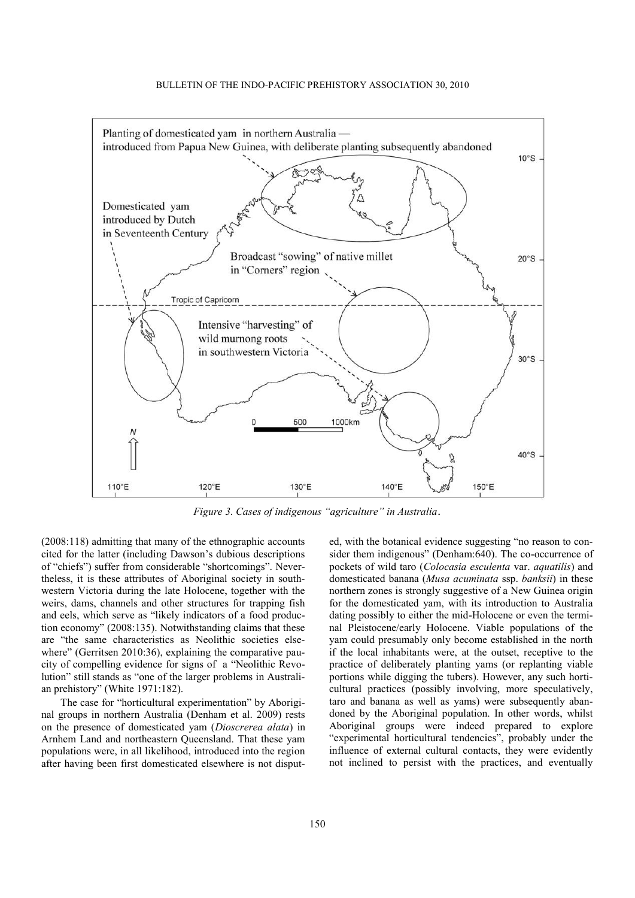*Figure 3. Cases of indigenous "agriculture" in Australia.*

(2008:118) admitting that many of the ethnographic accounts cited for the latter (including Dawson's dubious descriptions of "chiefs") suffer from considerable "shortcomings". Nevertheless, it is these attributes of Aboriginal society in southwestern Victoria during the late Holocene, together with the weirs, dams, channels and other structures for trapping fish and eels, which serve as "likely indicators of a food production economy" (2008:135). Notwithstanding claims that these are "the same characteristics as Neolithic societies elsewhere" (Gerritsen 2010:36), explaining the comparative paucity of compelling evidence for signs of a "Neolithic Revolution" still stands as "one of the larger problems in Australian prehistory" (White 1971:182).

The case for "horticultural experimentation" by Aboriginal groups in northern Australia (Denham et al. 2009) rests on the presence of domesticated yam (*Dioscrerea alata*) in Arnhem Land and northeastern Queensland. That these yam populations were, in all likelihood, introduced into the region after having been first domesticated elsewhere is not disputed, with the botanical evidence suggesting "no reason to consider them indigenous" (Denham:640). The co-occurrence of pockets of wild taro (*Colocasia esculenta* var. *aquatilis*) and domesticated banana (*Musa acuminata* ssp. *banksii*) in these northern zones is strongly suggestive of a New Guinea origin for the domesticated yam, with its introduction to Australia dating possibly to either the mid-Holocene or even the terminal Pleistocene/early Holocene. Viable populations of the yam could presumably only become established in the north if the local inhabitants were, at the outset, receptive to the practice of deliberately planting yams (or replanting viable portions while digging the tubers). However, any such horticultural practices (possibly involving, more speculatively, taro and banana as well as yams) were subsequently abandoned by the Aboriginal population. In other words, whilst Aboriginal groups were indeed prepared to explore "experimental horticultural tendencies", probably under the influence of external cultural contacts, they were evidently not inclined to persist with the practices, and eventually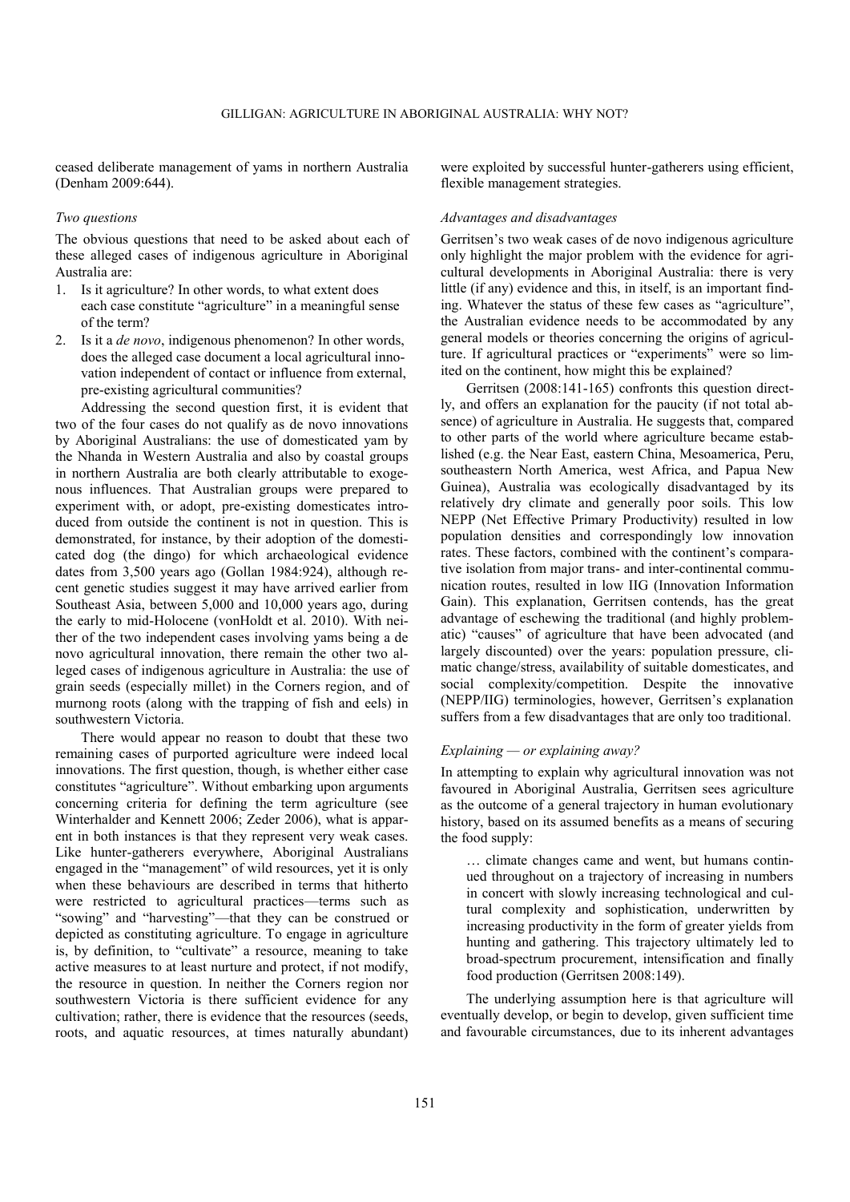ceased deliberate management of yams in northern Australia (Denham 2009:644).

*Two questions*

The obvious questions that need to be asked about each of these alleged cases of indigenous agriculture in Aboriginal Australia are:

1. Is it agriculture? In other words, to what extent does each case constitute "agriculture" in a meaningful sense of the term?
2. Is it a *de novo*, indigenous phenomenon? In other words, does the alleged case document a local agricultural innovation independent of contact or influence from external, pre-existing agricultural communities?

Addressing the second question first, it is evident that two of the four cases do not qualify as de novo innovations by Aboriginal Australians: the use of domesticated yam by the Nhanda in Western Australia and also by coastal groups in northern Australia are both clearly attributable to exogenous influences. That Australian groups were prepared to experiment with, or adopt, pre-existing domesticates introduced from outside the continent is not in question. This is demonstrated, for instance, by their adoption of the domesticated dog (the dingo) for which archaeological evidence dates from 3,500 years ago (Gollan 1984:924), although recent genetic studies suggest it may have arrived earlier from Southeast Asia, between 5,000 and 10,000 years ago, during the early to mid-Holocene (vonHoldt et al. 2010). With neither of the two independent cases involving yams being a de novo agricultural innovation, there remain the other two alleged cases of indigenous agriculture in Australia: the use of grain seeds (especially millet) in the Corners region, and of murnong roots (along with the trapping of fish and eels) in southwestern Victoria.

There would appear no reason to doubt that these two remaining cases of purported agriculture were indeed local innovations. The first question, though, is whether either case constitutes "agriculture". Without embarking upon arguments concerning criteria for defining the term agriculture (see Winterhalder and Kennett 2006; Zeder 2006), what is apparent in both instances is that they represent very weak cases. Like hunter-gatherers everywhere, Aboriginal Australians engaged in the "management" of wild resources, yet it is only when these behaviours are described in terms that hitherto were restricted to agricultural practices—terms such as "sowing" and "harvesting"—that they can be construed or depicted as constituting agriculture. To engage in agriculture is, by definition, to "cultivate" a resource, meaning to take active measures to at least nurture and protect, if not modify, the resource in question. In neither the Corners region nor southwestern Victoria is there sufficient evidence for any cultivation; rather, there is evidence that the resources (seeds, roots, and aquatic resources, at times naturally abundant) were exploited by successful hunter-gatherers using efficient, flexible management strategies.

*Advantages and disadvantages*

Gerritsen's two weak cases of de novo indigenous agriculture only highlight the major problem with the evidence for agricultural developments in Aboriginal Australia: there is very little (if any) evidence and this, in itself, is an important finding. Whatever the status of these few cases as "agriculture", the Australian evidence needs to be accommodated by any general models or theories concerning the origins of agriculture. If agricultural practices or "experiments" were so limited on the continent, how might this be explained?

Gerritsen (2008:141-165) confronts this question directly, and offers an explanation for the paucity (if not total absence) of agriculture in Australia. He suggests that, compared to other parts of the world where agriculture became established (e.g. the Near East, eastern China, Mesoamerica, Peru, southeastern North America, west Africa, and Papua New Guinea), Australia was ecologically disadvantaged by its relatively dry climate and generally poor soils. This low NEPP (Net Effective Primary Productivity) resulted in low population densities and correspondingly low innovation rates. These factors, combined with the continent's comparative isolation from major trans- and inter-continental communication routes, resulted in low IIG (Innovation Information Gain). This explanation, Gerritsen contends, has the great advantage of eschewing the traditional (and highly problematic) "causes" of agriculture that have been advocated (and largely discounted) over the years: population pressure, climatic change/stress, availability of suitable domesticates, and social complexity/competition. Despite the innovative (NEPP/IIG) terminologies, however, Gerritsen's explanation suffers from a few disadvantages that are only too traditional.

*Explaining — or explaining away?*

In attempting to explain why agricultural innovation was not favoured in Aboriginal Australia, Gerritsen sees agriculture as the outcome of a general trajectory in human evolutionary history, based on its assumed benefits as a means of securing the food supply:

> … climate changes came and went, but humans continued throughout on a trajectory of increasing in numbers in concert with slowly increasing technological and cultural complexity and sophistication, underwritten by increasing productivity in the form of greater yields from hunting and gathering. This trajectory ultimately led to broad-spectrum procurement, intensification and finally food production (Gerritsen 2008:149).

The underlying assumption here is that agriculture will eventually develop, or begin to develop, given sufficient time and favourable circumstances, due to its inherent advantages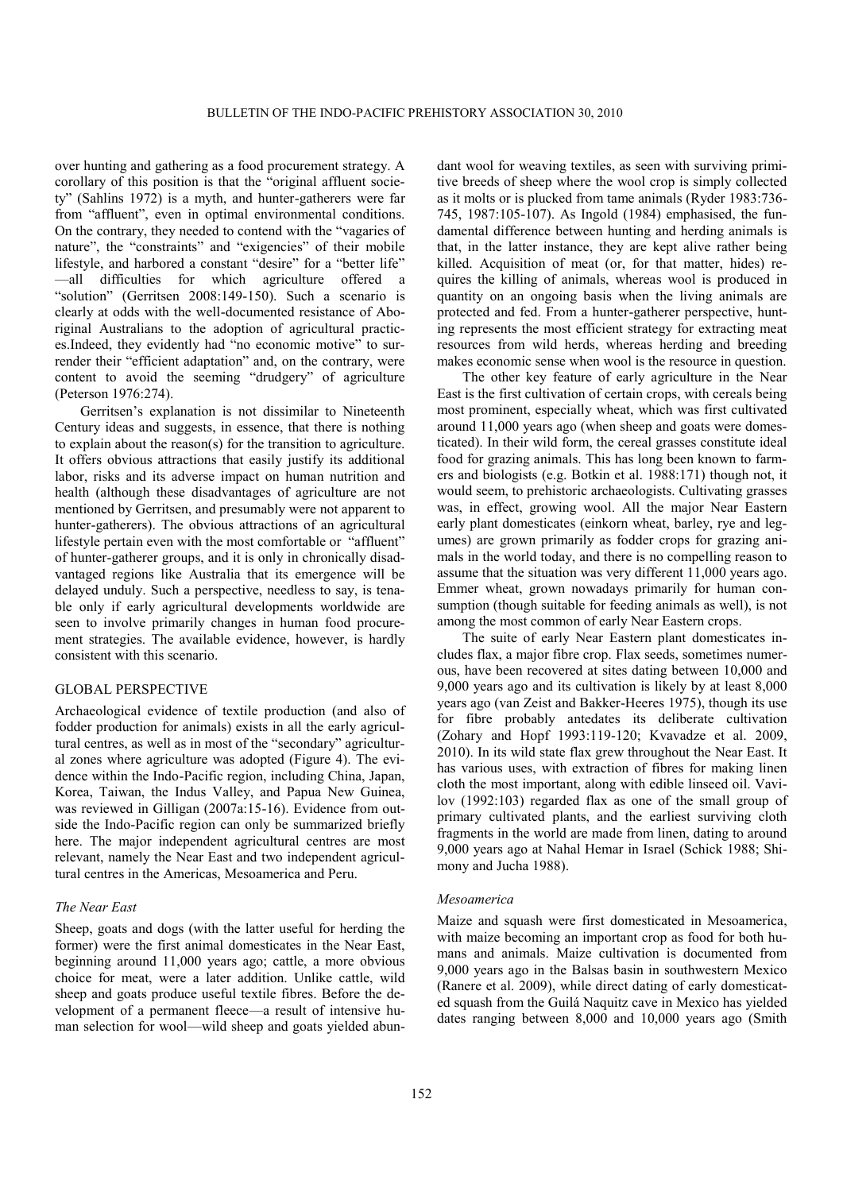over hunting and gathering as a food procurement strategy. A corollary of this position is that the "original affluent society" (Sahlins 1972) is a myth, and hunter-gatherers were far from "affluent", even in optimal environmental conditions. On the contrary, they needed to contend with the "vagaries of nature", the "constraints" and "exigencies" of their mobile lifestyle, and harbored a constant "desire" for a "better life" —all difficulties for which agriculture offered a "solution" (Gerritsen 2008:149-150). Such a scenario is clearly at odds with the well-documented resistance of Aboriginal Australians to the adoption of agricultural practices.Indeed, they evidently had "no economic motive" to surrender their "efficient adaptation" and, on the contrary, were content to avoid the seeming "drudgery" of agriculture (Peterson 1976:274).

Gerritsen's explanation is not dissimilar to Nineteenth Century ideas and suggests, in essence, that there is nothing to explain about the reason(s) for the transition to agriculture. It offers obvious attractions that easily justify its additional labor, risks and its adverse impact on human nutrition and health (although these disadvantages of agriculture are not mentioned by Gerritsen, and presumably were not apparent to hunter-gatherers). The obvious attractions of an agricultural lifestyle pertain even with the most comfortable or "affluent" of hunter-gatherer groups, and it is only in chronically disadvantaged regions like Australia that its emergence will be delayed unduly. Such a perspective, needless to say, is tenable only if early agricultural developments worldwide are seen to involve primarily changes in human food procurement strategies. The available evidence, however, is hardly consistent with this scenario.

## GLOBAL PERSPECTIVE

Archaeological evidence of textile production (and also of fodder production for animals) exists in all the early agricultural centres, as well as in most of the "secondary" agricultural zones where agriculture was adopted (Figure 4). The evidence within the Indo-Pacific region, including China, Japan, Korea, Taiwan, the Indus Valley, and Papua New Guinea, was reviewed in Gilligan (2007a:15-16). Evidence from outside the Indo-Pacific region can only be summarized briefly here. The major independent agricultural centres are most relevant, namely the Near East and two independent agricultural centres in the Americas, Mesoamerica and Peru.

### *The Near East*

Sheep, goats and dogs (with the latter useful for herding the former) were the first animal domesticates in the Near East, beginning around 11,000 years ago; cattle, a more obvious choice for meat, were a later addition. Unlike cattle, wild sheep and goats produce useful textile fibres. Before the development of a permanent fleece—a result of intensive human selection for wool—wild sheep and goats yielded abundant wool for weaving textiles, as seen with surviving primitive breeds of sheep where the wool crop is simply collected as it molts or is plucked from tame animals (Ryder 1983:736-745, 1987:105-107). As Ingold (1984) emphasised, the fundamental difference between hunting and herding animals is that, in the latter instance, they are kept alive rather being killed. Acquisition of meat (or, for that matter, hides) requires the killing of animals, whereas wool is produced in quantity on an ongoing basis when the living animals are protected and fed. From a hunter-gatherer perspective, hunting represents the most efficient strategy for extracting meat resources from wild herds, whereas herding and breeding makes economic sense when wool is the resource in question.

The other key feature of early agriculture in the Near East is the first cultivation of certain crops, with cereals being most prominent, especially wheat, which was first cultivated around 11,000 years ago (when sheep and goats were domesticated). In their wild form, the cereal grasses constitute ideal food for grazing animals. This has long been known to farmers and biologists (e.g. Botkin et al. 1988:171) though not, it would seem, to prehistoric archaeologists. Cultivating grasses was, in effect, growing wool. All the major Near Eastern early plant domesticates (einkorn wheat, barley, rye and legumes) are grown primarily as fodder crops for grazing animals in the world today, and there is no compelling reason to assume that the situation was very different 11,000 years ago. Emmer wheat, grown nowadays primarily for human consumption (though suitable for feeding animals as well), is not among the most common of early Near Eastern crops.

The suite of early Near Eastern plant domesticates includes flax, a major fibre crop. Flax seeds, sometimes numerous, have been recovered at sites dating between 10,000 and 9,000 years ago and its cultivation is likely by at least 8,000 years ago (van Zeist and Bakker-Heeres 1975), though its use for fibre probably antedates its deliberate cultivation (Zohary and Hopf 1993:119-120; Kvavadze et al. 2009, 2010). In its wild state flax grew throughout the Near East. It has various uses, with extraction of fibres for making linen cloth the most important, along with edible linseed oil. Vavilov (1992:103) regarded flax as one of the small group of primary cultivated plants, and the earliest surviving cloth fragments in the world are made from linen, dating to around 9,000 years ago at Nahal Hemar in Israel (Schick 1988; Shimony and Jucha 1988).

### *Mesoamerica*

Maize and squash were first domesticated in Mesoamerica, with maize becoming an important crop as food for both humans and animals. Maize cultivation is documented from 9,000 years ago in the Balsas basin in southwestern Mexico (Ranere et al. 2009), while direct dating of early domesticated squash from the Guilá Naquitz cave in Mexico has yielded dates ranging between 8,000 and 10,000 years ago (Smith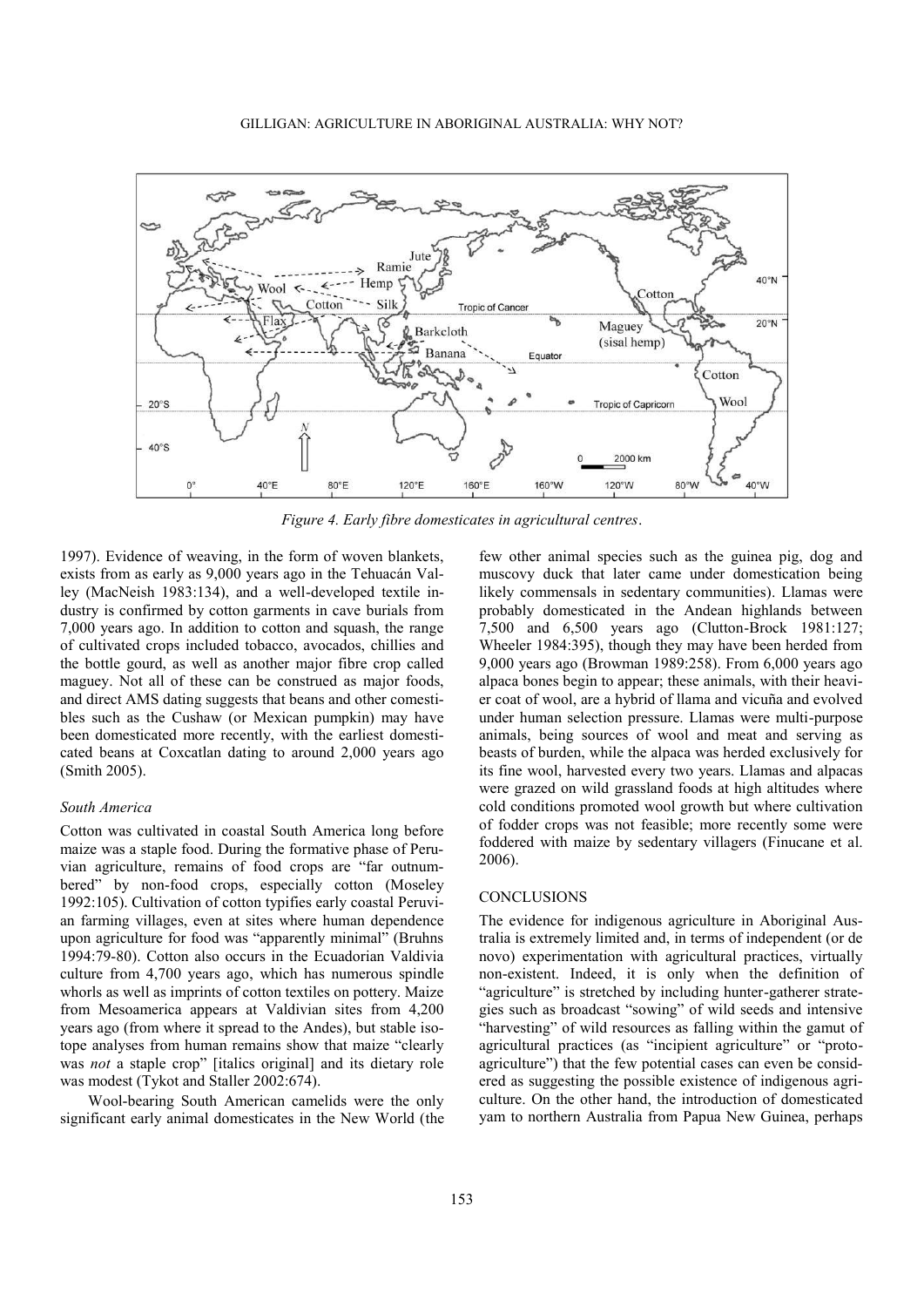*Figure 4. Early fibre domesticates in agricultural centres.*

1997). Evidence of weaving, in the form of woven blankets, exists from as early as 9,000 years ago in the Tehuacán Valley (MacNeish 1983:134), and a well-developed textile industry is confirmed by cotton garments in cave burials from 7,000 years ago. In addition to cotton and squash, the range of cultivated crops included tobacco, avocados, chillies and the bottle gourd, as well as another major fibre crop called maguey. Not all of these can be construed as major foods, and direct AMS dating suggests that beans and other comestibles such as the Cushaw (or Mexican pumpkin) may have been domesticated more recently, with the earliest domesticated beans at Coxcatlan dating to around 2,000 years ago (Smith 2005).

### *South America*

Cotton was cultivated in coastal South America long before maize was a staple food. During the formative phase of Peruvian agriculture, remains of food crops are "far outnumbered" by non-food crops, especially cotton (Moseley 1992:105). Cultivation of cotton typifies early coastal Peruvian farming villages, even at sites where human dependence upon agriculture for food was "apparently minimal" (Bruhns 1994:79-80). Cotton also occurs in the Ecuadorian Valdivia culture from 4,700 years ago, which has numerous spindle whorls as well as imprints of cotton textiles on pottery. Maize from Mesoamerica appears at Valdivian sites from 4,200 years ago (from where it spread to the Andes), but stable isotope analyses from human remains show that maize "clearly was *not* a staple crop" [italics original] and its dietary role was modest (Tykot and Staller 2002:674).

Wool-bearing South American camelids were the only significant early animal domesticates in the New World (the few other animal species such as the guinea pig, dog and muscovy duck that later came under domestication being likely commensals in sedentary communities). Llamas were probably domesticated in the Andean highlands between 7,500 and 6,500 years ago (Clutton-Brock 1981:127; Wheeler 1984:395), though they may have been herded from 9,000 years ago (Browman 1989:258). From 6,000 years ago alpaca bones begin to appear; these animals, with their heavier coat of wool, are a hybrid of llama and vicuña and evolved under human selection pressure. Llamas were multi-purpose animals, being sources of wool and meat and serving as beasts of burden, while the alpaca was herded exclusively for its fine wool, harvested every two years. Llamas and alpacas were grazed on wild grassland foods at high altitudes where cold conditions promoted wool growth but where cultivation of fodder crops was not feasible; more recently some were foddered with maize by sedentary villagers (Finucane et al. 2006).

## CONCLUSIONS

The evidence for indigenous agriculture in Aboriginal Australia is extremely limited and, in terms of independent (or de novo) experimentation with agricultural practices, virtually non-existent. Indeed, it is only when the definition of "agriculture" is stretched by including hunter-gatherer strategies such as broadcast "sowing" of wild seeds and intensive "harvesting" of wild resources as falling within the gamut of agricultural practices (as "incipient agriculture" or "proto-agriculture") that the few potential cases can even be considered as suggesting the possible existence of indigenous agriculture. On the other hand, the introduction of domesticated yam to northern Australia from Papua New Guinea, perhaps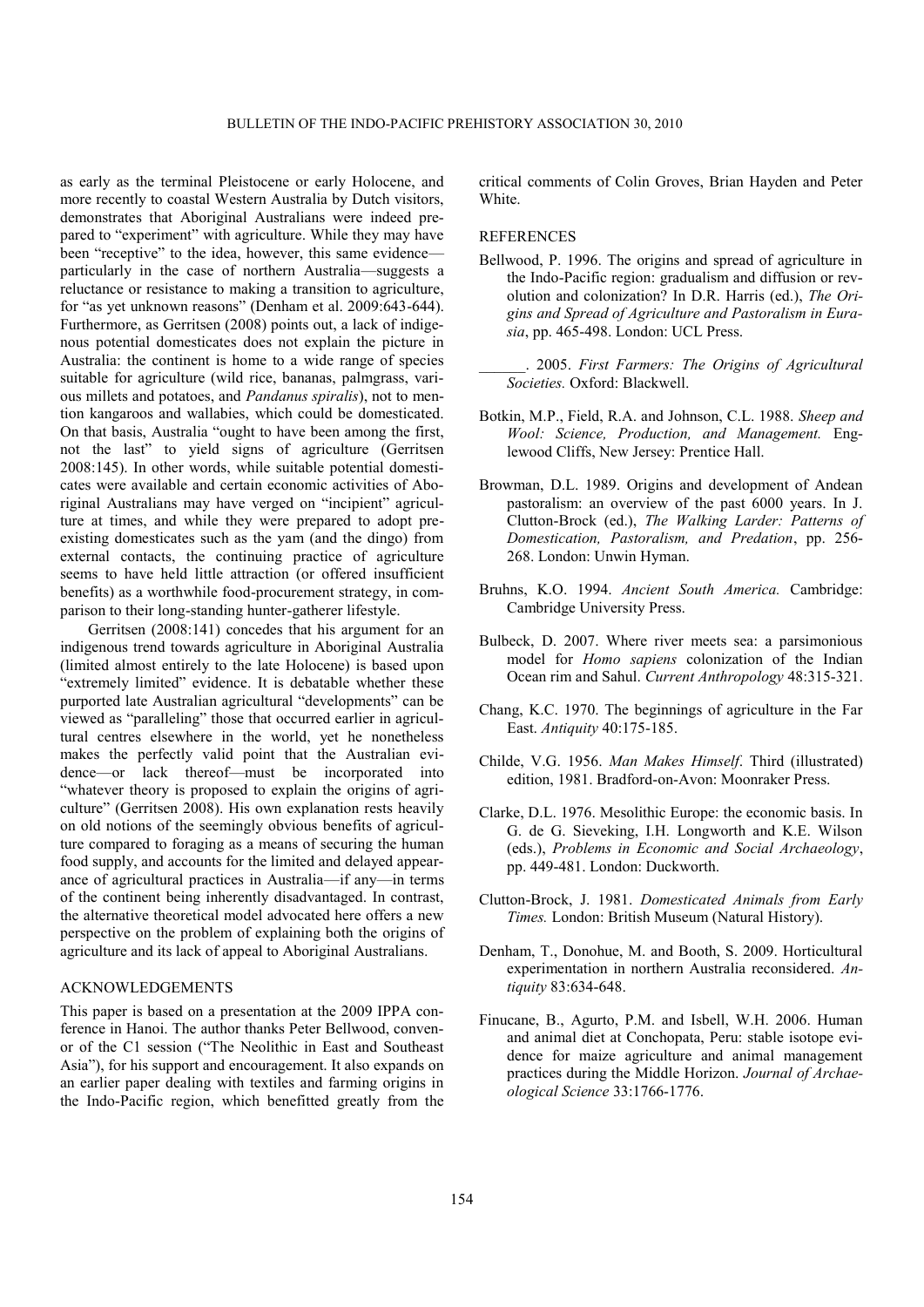as early as the terminal Pleistocene or early Holocene, and more recently to coastal Western Australia by Dutch visitors, demonstrates that Aboriginal Australians were indeed prepared to "experiment" with agriculture. While they may have been "receptive" to the idea, however, this same evidence—particularly in the case of northern Australia—suggests a reluctance or resistance to making a transition to agriculture, for "as yet unknown reasons" (Denham et al. 2009:643-644). Furthermore, as Gerritsen (2008) points out, a lack of indigenous potential domesticates does not explain the picture in Australia: the continent is home to a wide range of species suitable for agriculture (wild rice, bananas, palmgrass, various millets and potatoes, and *Pandanus spiralis*), not to mention kangaroos and wallabies, which could be domesticated. On that basis, Australia "ought to have been among the first, not the last" to yield signs of agriculture (Gerritsen 2008:145). In other words, while suitable potential domesticates were available and certain economic activities of Aboriginal Australians may have verged on "incipient" agriculture at times, and while they were prepared to adopt preexisting domesticates such as the yam (and the dingo) from external contacts, the continuing practice of agriculture seems to have held little attraction (or offered insufficient benefits) as a worthwhile food-procurement strategy, in comparison to their long-standing hunter-gatherer lifestyle.

Gerritsen (2008:141) concedes that his argument for an indigenous trend towards agriculture in Aboriginal Australia (limited almost entirely to the late Holocene) is based upon "extremely limited" evidence. It is debatable whether these purported late Australian agricultural "developments" can be viewed as "paralleling" those that occurred earlier in agricultural centres elsewhere in the world, yet he nonetheless makes the perfectly valid point that the Australian evidence—or lack thereof—must be incorporated into "whatever theory is proposed to explain the origins of agriculture" (Gerritsen 2008). His own explanation rests heavily on old notions of the seemingly obvious benefits of agriculture compared to foraging as a means of securing the human food supply, and accounts for the limited and delayed appearance of agricultural practices in Australia—if any—in terms of the continent being inherently disadvantaged. In contrast, the alternative theoretical model advocated here offers a new perspective on the problem of explaining both the origins of agriculture and its lack of appeal to Aboriginal Australians.

## ACKNOWLEDGEMENTS

This paper is based on a presentation at the 2009 IPPA conference in Hanoi. The author thanks Peter Bellwood, convenor of the C1 session ("The Neolithic in East and Southeast Asia"), for his support and encouragement. It also expands on an earlier paper dealing with textiles and farming origins in the Indo-Pacific region, which benefitted greatly from the critical comments of Colin Groves, Brian Hayden and Peter White.

## REFERENCES

Bellwood, P. 1996. The origins and spread of agriculture in the Indo-Pacific region: gradualism and diffusion or revolution and colonization? In D.R. Harris (ed.), *The Origins and Spread of Agriculture and Pastoralism in Eurasia*, pp. 465-498. London: UCL Press.

______. 2005. *First Farmers: The Origins of Agricultural Societies.* Oxford: Blackwell.

Botkin, M.P., Field, R.A. and Johnson, C.L. 1988. *Sheep and Wool: Science, Production, and Management.* Englewood Cliffs, New Jersey: Prentice Hall.

Browman, D.L. 1989. Origins and development of Andean pastoralism: an overview of the past 6000 years. In J. Clutton-Brock (ed.), *The Walking Larder: Patterns of Domestication, Pastoralism, and Predation*, pp. 256-268. London: Unwin Hyman.

Bruhns, K.O. 1994. *Ancient South America.* Cambridge: Cambridge University Press.

Bulbeck, D. 2007. Where river meets sea: a parsimonious model for *Homo sapiens* colonization of the Indian Ocean rim and Sahul. *Current Anthropology* 48:315-321.

Chang, K.C. 1970. The beginnings of agriculture in the Far East. *Antiquity* 40:175-185.

Childe, V.G. 1956. *Man Makes Himself*. Third (illustrated) edition, 1981. Bradford-on-Avon: Moonraker Press.

Clarke, D.L. 1976. Mesolithic Europe: the economic basis. In G. de G. Sieveking, I.H. Longworth and K.E. Wilson (eds.), *Problems in Economic and Social Archaeology*, pp. 449-481. London: Duckworth.

Clutton-Brock, J. 1981. *Domesticated Animals from Early Times.* London: British Museum (Natural History).

Denham, T., Donohue, M. and Booth, S. 2009. Horticultural experimentation in northern Australia reconsidered. *Antiquity* 83:634-648.

Finucane, B., Agurto, P.M. and Isbell, W.H. 2006. Human and animal diet at Conchopata, Peru: stable isotope evidence for maize agriculture and animal management practices during the Middle Horizon. *Journal of Archaeological Science* 33:1766-1776.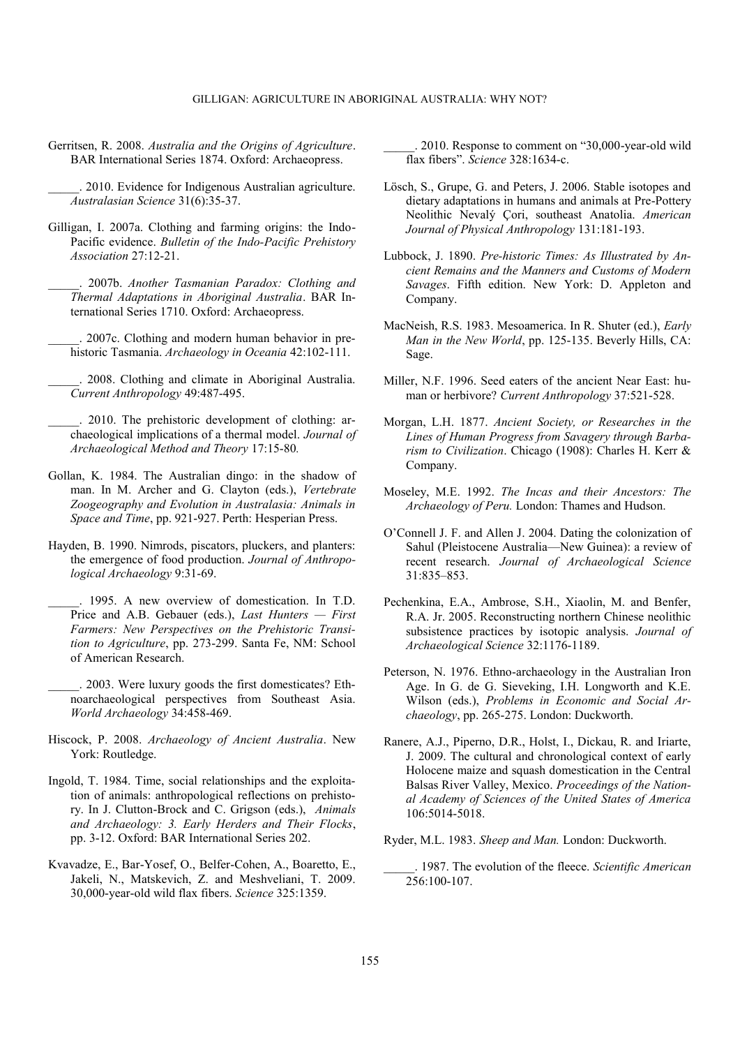Gerritsen, R. 2008. *Australia and the Origins of Agriculture*. BAR International Series 1874. Oxford: Archaeopress.

_____. 2010. Evidence for Indigenous Australian agriculture. *Australasian Science* 31(6):35-37.

Gilligan, I. 2007a. Clothing and farming origins: the Indo-Pacific evidence. *Bulletin of the Indo-Pacific Prehistory Association* 27:12-21.

_____. 2007b. *Another Tasmanian Paradox: Clothing and Thermal Adaptations in Aboriginal Australia*. BAR International Series 1710. Oxford: Archaeopress.

_____. 2007c. Clothing and modern human behavior in prehistoric Tasmania. *Archaeology in Oceania* 42:102-111.

_____. 2008. Clothing and climate in Aboriginal Australia. *Current Anthropology* 49:487-495.

_____. 2010. The prehistoric development of clothing: archaeological implications of a thermal model. *Journal of Archaeological Method and Theory* 17:15-80.

Gollan, K. 1984. The Australian dingo: in the shadow of man. In M. Archer and G. Clayton (eds.), *Vertebrate Zoogeography and Evolution in Australasia: Animals in Space and Time*, pp. 921-927. Perth: Hesperian Press.

Hayden, B. 1990. Nimrods, piscators, pluckers, and planters: the emergence of food production. *Journal of Anthropological Archaeology* 9:31-69.

_____. 1995. A new overview of domestication. In T.D. Price and A.B. Gebauer (eds.), *Last Hunters — First Farmers: New Perspectives on the Prehistoric Transition to Agriculture*, pp. 273-299. Santa Fe, NM: School of American Research.

_____. 2003. Were luxury goods the first domesticates? Ethnoarchaeological perspectives from Southeast Asia. *World Archaeology* 34:458-469.

Hiscock, P. 2008. *Archaeology of Ancient Australia*. New York: Routledge.

Ingold, T. 1984. Time, social relationships and the exploitation of animals: anthropological reflections on prehistory. In J. Clutton-Brock and C. Grigson (eds.), *Animals and Archaeology: 3. Early Herders and Their Flocks*, pp. 3-12. Oxford: BAR International Series 202.

Kvavadze, E., Bar-Yosef, O., Belfer-Cohen, A., Boaretto, E., Jakeli, N., Matskevich, Z. and Meshveliani, T. 2009. 30,000-year-old wild flax fibers. *Science* 325:1359.

_____. 2010. Response to comment on "30,000-year-old wild flax fibers". *Science* 328:1634-c.

Lösch, S., Grupe, G. and Peters, J. 2006. Stable isotopes and dietary adaptations in humans and animals at Pre-Pottery Neolithic Nevalý Çori, southeast Anatolia. *American Journal of Physical Anthropology* 131:181-193.

Lubbock, J. 1890. *Pre-historic Times: As Illustrated by Ancient Remains and the Manners and Customs of Modern Savages*. Fifth edition. New York: D. Appleton and Company.

MacNeish, R.S. 1983. Mesoamerica. In R. Shuter (ed.), *Early Man in the New World*, pp. 125-135. Beverly Hills, CA: Sage.

Miller, N.F. 1996. Seed eaters of the ancient Near East: human or herbivore? *Current Anthropology* 37:521-528.

Morgan, L.H. 1877. *Ancient Society, or Researches in the Lines of Human Progress from Savagery through Barbarism to Civilization*. Chicago (1908): Charles H. Kerr & Company.

Moseley, M.E. 1992. *The Incas and their Ancestors: The Archaeology of Peru.* London: Thames and Hudson.

O'Connell J. F. and Allen J. 2004. Dating the colonization of Sahul (Pleistocene Australia—New Guinea): a review of recent research. *Journal of Archaeological Science* 31:835–853.

Pechenkina, E.A., Ambrose, S.H., Xiaolin, M. and Benfer, R.A. Jr. 2005. Reconstructing northern Chinese neolithic subsistence practices by isotopic analysis. *Journal of Archaeological Science* 32:1176-1189.

Peterson, N. 1976. Ethno-archaeology in the Australian Iron Age. In G. de G. Sieveking, I.H. Longworth and K.E. Wilson (eds.), *Problems in Economic and Social Archaeology*, pp. 265-275. London: Duckworth.

Ranere, A.J., Piperno, D.R., Holst, I., Dickau, R. and Iriarte, J. 2009. The cultural and chronological context of early Holocene maize and squash domestication in the Central Balsas River Valley, Mexico. *Proceedings of the National Academy of Sciences of the United States of America* 106:5014-5018.

Ryder, M.L. 1983. *Sheep and Man.* London: Duckworth.

_____. 1987. The evolution of the fleece. *Scientific American* 256:100-107.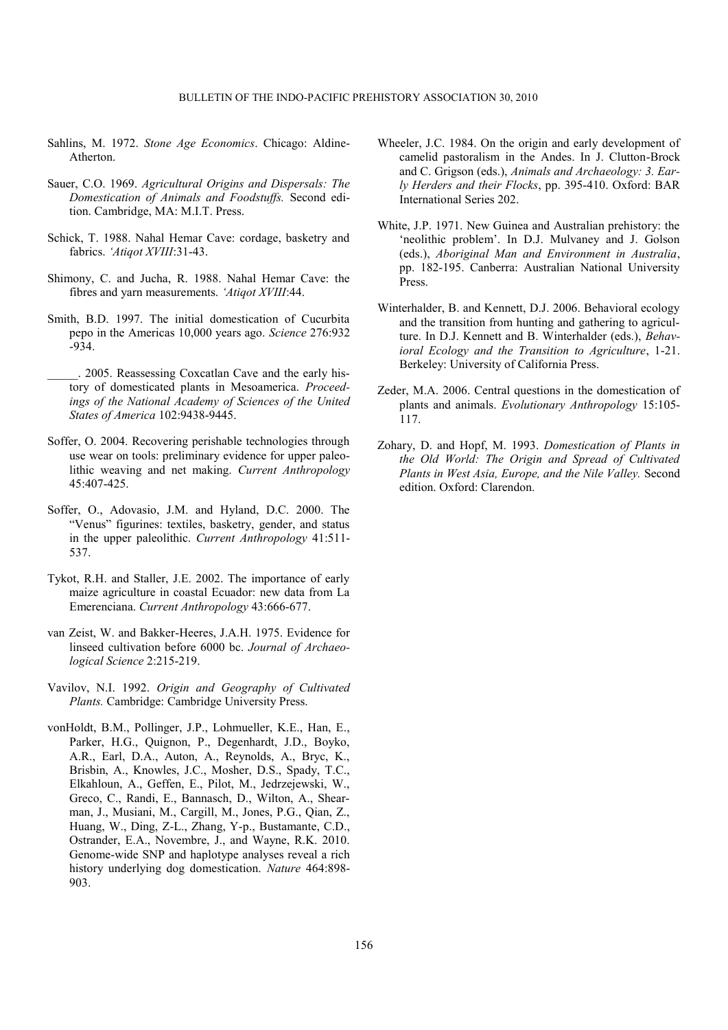Sahlins, M. 1972. *Stone Age Economics*. Chicago: Aldine-Atherton.

Sauer, C.O. 1969. *Agricultural Origins and Dispersals: The Domestication of Animals and Foodstuffs.* Second edition. Cambridge, MA: M.I.T. Press.

Schick, T. 1988. Nahal Hemar Cave: cordage, basketry and fabrics. *'Atiqot XVIII*:31-43.

Shimony, C. and Jucha, R. 1988. Nahal Hemar Cave: the fibres and yarn measurements. *'Atiqot XVIII*:44.

Smith, B.D. 1997. The initial domestication of Cucurbita pepo in the Americas 10,000 years ago. *Science* 276:932-934.

_____. 2005. Reassessing Coxcatlan Cave and the early history of domesticated plants in Mesoamerica. *Proceedings of the National Academy of Sciences of the United States of America* 102:9438-9445.

Soffer, O. 2004. Recovering perishable technologies through use wear on tools: preliminary evidence for upper paleolithic weaving and net making. *Current Anthropology* 45:407-425.

Soffer, O., Adovasio, J.M. and Hyland, D.C. 2000. The "Venus" figurines: textiles, basketry, gender, and status in the upper paleolithic. *Current Anthropology* 41:511-537.

Tykot, R.H. and Staller, J.E. 2002. The importance of early maize agriculture in coastal Ecuador: new data from La Emerenciana. *Current Anthropology* 43:666-677.

van Zeist, W. and Bakker-Heeres, J.A.H. 1975. Evidence for linseed cultivation before 6000 bc. *Journal of Archaeological Science* 2:215-219.

Vavilov, N.I. 1992. *Origin and Geography of Cultivated Plants.* Cambridge: Cambridge University Press.

vonHoldt, B.M., Pollinger, J.P., Lohmueller, K.E., Han, E., Parker, H.G., Quignon, P., Degenhardt, J.D., Boyko, A.R., Earl, D.A., Auton, A., Reynolds, A., Bryc, K., Brisbin, A., Knowles, J.C., Mosher, D.S., Spady, T.C., Elkahloun, A., Geffen, E., Pilot, M., Jedrzejewski, W., Greco, C., Randi, E., Bannasch, D., Wilton, A., Shearman, J., Musiani, M., Cargill, M., Jones, P.G., Qian, Z., Huang, W., Ding, Z-L., Zhang, Y-p., Bustamante, C.D., Ostrander, E.A., Novembre, J., and Wayne, R.K. 2010. Genome-wide SNP and haplotype analyses reveal a rich history underlying dog domestication. *Nature* 464:898-903.

Wheeler, J.C. 1984. On the origin and early development of camelid pastoralism in the Andes. In J. Clutton-Brock and C. Grigson (eds.), *Animals and Archaeology: 3. Early Herders and their Flocks*, pp. 395-410. Oxford: BAR International Series 202.

White, J.P. 1971. New Guinea and Australian prehistory: the 'neolithic problem'. In D.J. Mulvaney and J. Golson (eds.), *Aboriginal Man and Environment in Australia*, pp. 182-195. Canberra: Australian National University Press.

Winterhalder, B. and Kennett, D.J. 2006. Behavioral ecology and the transition from hunting and gathering to agriculture. In D.J. Kennett and B. Winterhalder (eds.), *Behavioral Ecology and the Transition to Agriculture*, 1-21. Berkeley: University of California Press.

Zeder, M.A. 2006. Central questions in the domestication of plants and animals. *Evolutionary Anthropology* 15:105-117.

Zohary, D. and Hopf, M. 1993. *Domestication of Plants in the Old World: The Origin and Spread of Cultivated Plants in West Asia, Europe, and the Nile Valley.* Second edition. Oxford: Clarendon.